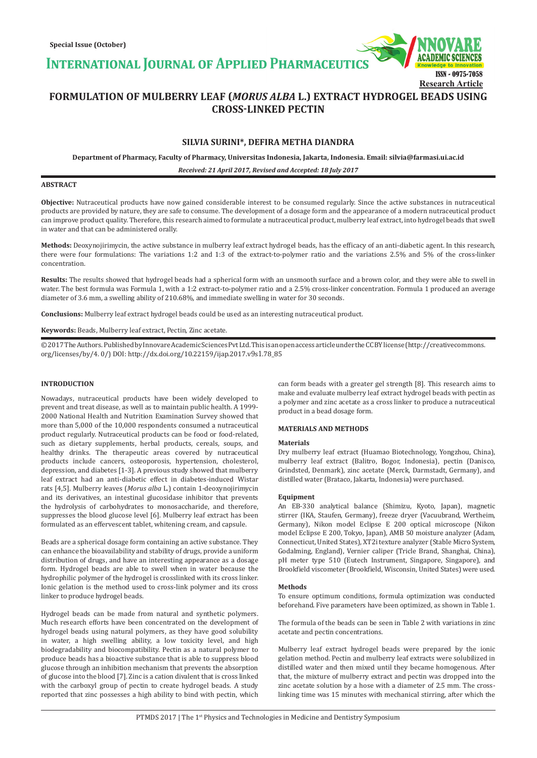Special Issue (October)

# FORMULATION OF MULBERRY LEAF (*MORUS ALBA* L.) EXTRACT HYDROGEL BEADS USING CROSS-LINKED PECTIN

**SILVIA SURINI*, DEFIRA METHA DIANDRA**

**Department of Pharmacy, Faculty of Pharmacy, Universitas Indonesia, Jakarta, Indonesia. Email: silvia@farmasi.ui.ac.id**

*Received: 21 April 2017, Revised and Accepted: 18 July 2017*

Research Article

## ABSTRACT

**Objective:** Nutraceutical products have now gained considerable interest to be consumed regularly. Since the active substances in nutraceutical products are provided by nature, they are safe to consume. The development of a dosage form and the appearance of a modern nutraceutical product can improve product quality. Therefore, this research aimed to formulate a nutraceutical product, mulberry leaf extract, into hydrogel beads that swell in water and that can be administered orally.

**Methods:** Deoxynojirimycin, the active substance in mulberry leaf extract hydrogel beads, has the efficacy of an anti-diabetic agent. In this research, there were four formulations: The variations 1:2 and 1:3 of the extract-to-polymer ratio and the variations 2.5% and 5% of the cross-linker concentration.

**Results:** The results showed that hydrogel beads had a spherical form with an unsmooth surface and a brown color, and they were able to swell in water. The best formula was Formula 1, with a 1:2 extract-to-polymer ratio and a 2.5% cross-linker concentration. Formula 1 produced an average diameter of 3.6 mm, a swelling ability of 210.68%, and immediate swelling in water for 30 seconds.

**Conclusions:** Mulberry leaf extract hydrogel beads could be used as an interesting nutraceutical product.

**Keywords:** Beads, Mulberry leaf extract, Pectin, Zinc acetate.

© 2017 The Authors. Published by Innovare Academic Sciences Pvt Ltd. This is an open access article under the CC BY license (http://creativecommons.org/licenses/by/4.0/) DOI: http://dx.doi.org/10.22159/ijap.2017.v9s1.78_85

## INTRODUCTION

Nowadays, nutraceutical products have been widely developed to prevent and treat disease, as well as to maintain public health. A 1999-2000 National Health and Nutrition Examination Survey showed that more than 5,000 of the 10,000 respondents consumed a nutraceutical product regularly. Nutraceutical products can be food or food-related, such as dietary supplements, herbal products, cereals, soups, and healthy drinks. The therapeutic areas covered by nutraceutical products include cancers, osteoporosis, hypertension, cholesterol, depression, and diabetes [1-3]. A previous study showed that mulberry leaf extract had an anti-diabetic effect in diabetes-induced Wistar rats [4,5]. Mulberry leaves (*Morus alba* L.) contain 1-deoxynojirimycin and its derivatives, an intestinal glucosidase inhibitor that prevents the hydrolysis of carbohydrates to monosaccharide, and therefore, suppresses the blood glucose level [6]. Mulberry leaf extract has been formulated as an effervescent tablet, whitening cream, and capsule.

Beads are a spherical dosage form containing an active substance. They can enhance the bioavailability and stability of drugs, provide a uniform distribution of drugs, and have an interesting appearance as a dosage form. Hydrogel beads are able to swell in water because the hydrophilic polymer of the hydrogel is crosslinked with its cross linker. Ionic gelation is the method used to cross-link polymer and its cross linker to produce hydrogel beads.

Hydrogel beads can be made from natural and synthetic polymers. Much research efforts have been concentrated on the development of hydrogel beads using natural polymers, as they have good solubility in water, a high swelling ability, a low toxicity level, and high biodegradability and biocompatibility. Pectin as a natural polymer to produce beads has a bioactive substance that is able to suppress blood glucose through an inhibition mechanism that prevents the absorption of glucose into the blood [7]. Zinc is a cation divalent that is cross linked with the carboxyl group of pectin to create hydrogel beads. A study reported that zinc possesses a high ability to bind with pectin, which can form beads with a greater gel strength [8]. This research aims to make and evaluate mulberry leaf extract hydrogel beads with pectin as a polymer and zinc acetate as a cross linker to produce a nutraceutical product in a bead dosage form.

## MATERIALS AND METHODS

### Materials

Dry mulberry leaf extract (Huamao Biotechnology, Yongzhou, China), mulberry leaf extract (Balitro, Bogor, Indonesia), pectin (Danisco, Grindsted, Denmark), zinc acetate (Merck, Darmstadt, Germany), and distilled water (Brataco, Jakarta, Indonesia) were purchased.

### Equipment

An EB-330 analytical balance (Shimizu, Kyoto, Japan), magnetic stirrer (IKA, Staufen, Germany), freeze dryer (Vacuubrand, Wertheim, Germany), Nikon model Eclipse E 200 optical microscope (Nikon model Eclipse E 200, Tokyo, Japan), AMB 50 moisture analyzer (Adam, Connecticut, United States), XT2i texture analyzer (Stable Micro System, Godalming, England), Vernier caliper (Tricle Brand, Shanghai, China), pH meter type 510 (Eutech Instrument, Singapore, Singapore), and Brookfield viscometer (Brookfield, Wisconsin, United States) were used.

### Methods

To ensure optimum conditions, formula optimization was conducted beforehand. Five parameters have been optimized, as shown in Table 1.

The formula of the beads can be seen in Table 2 with variations in zinc acetate and pectin concentrations.

Mulberry leaf extract hydrogel beads were prepared by the ionic gelation method. Pectin and mulberry leaf extracts were solubilized in distilled water and then mixed until they became homogenous. After that, the mixture of mulberry extract and pectin was dropped into the zinc acetate solution by a hose with a diameter of 2.5 mm. The cross-linking time was 15 minutes with mechanical stirring, after which the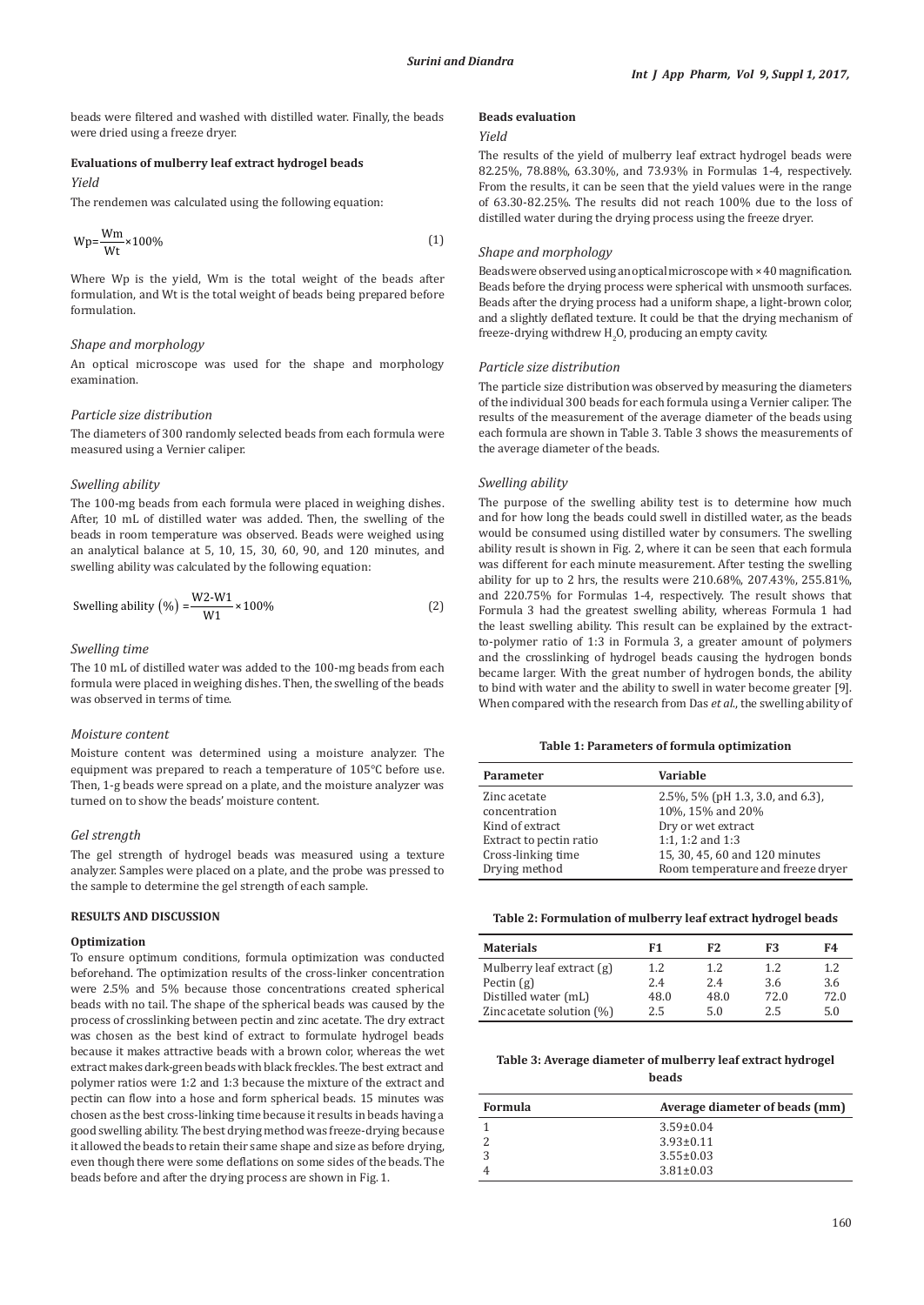beads were filtered and washed with distilled water. Finally, the beads were dried using a freeze dryer.

#### Evaluations of mulberry leaf extract hydrogel beads

*Yield*

The rendemen was calculated using the following equation:

$$Wp=\frac{Wm}{Wt}\times 100\% \quad (1)$$

Where Wp is the yield, Wm is the total weight of the beads after formulation, and Wt is the total weight of beads being prepared before formulation.

*Shape and morphology*

An optical microscope was used for the shape and morphology examination.

*Particle size distribution*

The diameters of 300 randomly selected beads from each formula were measured using a Vernier caliper.

*Swelling ability*

The 100-mg beads from each formula were placed in weighing dishes. After, 10 mL of distilled water was added. Then, the swelling of the beads in room temperature was observed. Beads were weighed using an analytical balance at 5, 10, 15, 30, 60, 90, and 120 minutes, and swelling ability was calculated by the following equation:

$$\text{Swelling ability } (\%)=\frac{W2\text{-}W1}{W1}\times 100\% \quad (2)$$

*Swelling time*

The 10 mL of distilled water was added to the 100-mg beads from each formula were placed in weighing dishes. Then, the swelling of the beads was observed in terms of time.

*Moisture content*

Moisture content was determined using a moisture analyzer. The equipment was prepared to reach a temperature of 105°C before use. Then, 1-g beads were spread on a plate, and the moisture analyzer was turned on to show the beads' moisture content.

*Gel strength*

The gel strength of hydrogel beads was measured using a texture analyzer. Samples were placed on a plate, and the probe was pressed to the sample to determine the gel strength of each sample.

## RESULTS AND DISCUSSION

#### Optimization

To ensure optimum conditions, formula optimization was conducted beforehand. The optimization results of the cross-linker concentration were 2.5% and 5% because those concentrations created spherical beads with no tail. The shape of the spherical beads was caused by the process of crosslinking between pectin and zinc acetate. The dry extract was chosen as the best kind of extract to formulate hydrogel beads because it makes attractive beads with a brown color, whereas the wet extract makes dark-green beads with black freckles. The best extract and polymer ratios were 1:2 and 1:3 because the mixture of the extract and pectin can flow into a hose and form spherical beads. 15 minutes was chosen as the best cross-linking time because it results in beads having a good swelling ability. The best drying method was freeze-drying because it allowed the beads to retain their same shape and size as before drying, even though there were some deflations on some sides of the beads. The beads before and after the drying process are shown in Fig. 1.

#### Beads evaluation

*Yield*

The results of the yield of mulberry leaf extract hydrogel beads were 82.25%, 78.88%, 63.30%, and 73.93% in Formulas 1-4, respectively. From the results, it can be seen that the yield values were in the range of 63.30-82.25%. The results did not reach 100% due to the loss of distilled water during the drying process using the freeze dryer.

*Shape and morphology*

Beads were observed using an optical microscope with ×40 magnification. Beads before the drying process were spherical with unsmooth surfaces. Beads after the drying process had a uniform shape, a light-brown color, and a slightly deflated texture. It could be that the drying mechanism of freeze-drying withdrew $H_2O$, producing an empty cavity.

*Particle size distribution*

The particle size distribution was observed by measuring the diameters of the individual 300 beads for each formula using a Vernier caliper. The results of the measurement of the average diameter of the beads using each formula are shown in Table 3. Table 3 shows the measurements of the average diameter of the beads.

*Swelling ability*

The purpose of the swelling ability test is to determine how much and for how long the beads could swell in distilled water, as the beads would be consumed using distilled water by consumers. The swelling ability result is shown in Fig. 2, where it can be seen that each formula was different for each minute measurement. After testing the swelling ability for up to 2 hrs, the results were 210.68%, 207.43%, 255.81%, and 220.75% for Formulas 1-4, respectively. The result shows that Formula 3 had the greatest swelling ability, whereas Formula 1 had the least swelling ability. This result can be explained by the extract-to-polymer ratio of 1:3 in Formula 3, a greater amount of polymers and the crosslinking of hydrogel beads causing the hydrogen bonds became larger. With the great number of hydrogen bonds, the ability to bind with water and the ability to swell in water become greater [9]. When compared with the research from Das *et al.*, the swelling ability of

**Table 1: Parameters of formula optimization**

| Parameter | Variable |
|---|---|
| Zinc acetate concentration | 2.5%, 5% (pH 1.3, 3.0, and 6.3), 10%, 15% and 20% |
| Kind of extract | Dry or wet extract |
| Extract to pectin ratio | 1:1, 1:2 and 1:3 |
| Cross-linking time | 15, 30, 45, 60 and 120 minutes |
| Drying method | Room temperature and freeze dryer |

**Table 2: Formulation of mulberry leaf extract hydrogel beads**

| Materials | F1 | F2 | F3 | F4 |
|---|---|---|---|---|
| Mulberry leaf extract (g) | 1.2 | 1.2 | 1.2 | 1.2 |
| Pectin (g) | 2.4 | 2.4 | 3.6 | 3.6 |
| Distilled water (mL) | 48.0 | 48.0 | 72.0 | 72.0 |
| Zinc acetate solution (%) | 2.5 | 5.0 | 2.5 | 5.0 |

**Table 3: Average diameter of mulberry leaf extract hydrogel beads**

| Formula | Average diameter of beads (mm) |
|---|---|
| 1 | 3.59±0.04 |
| 2 | 3.93±0.11 |
| 3 | 3.55±0.03 |
| 4 | 3.81±0.03 |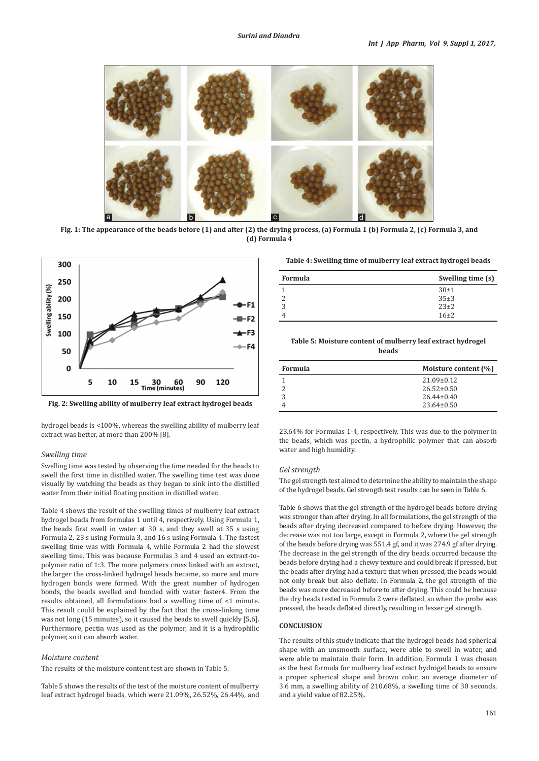Fig. 1: The appearance of the beads before (1) and after (2) the drying process, (a) Formula 1 (b) Formula 2, (c) Formula 3, and (d) Formula 4

Fig. 2: Swelling ability of mulberry leaf extract hydrogel beads

hydrogel beads is <100%, whereas the swelling ability of mulberry leaf extract was better, at more than 200% [8].

*Swelling time*

Swelling time was tested by observing the time needed for the beads to swell the first time in distilled water. The swelling time test was done visually by watching the beads as they began to sink into the distilled water from their initial floating position in distilled water.

Table 4 shows the result of the swelling times of mulberry leaf extract hydrogel beads from formulas 1 until 4, respectively. Using Formula 1, the beads first swell in water at 30 s, and they swell at 35 s using Formula 2, 23 s using Formula 3, and 16 s using Formula 4. The fastest swelling time was with Formula 4, while Formula 2 had the slowest swelling time. This was because Formulas 3 and 4 used an extract-to-polymer ratio of 1:3. The more polymers cross linked with an extract, the larger the cross-linked hydrogel beads became, so more and more hydrogen bonds were formed. With the great number of hydrogen bonds, the beads swelled and bonded with water faster4. From the results obtained, all formulations had a swelling time of <1 minute. This result could be explained by the fact that the cross-linking time was not long (15 minutes), so it caused the beads to swell quickly [5,6]. Furthermore, pectin was used as the polymer, and it is a hydrophilic polymer, so it can absorb water.

*Moisture content*

The results of the moisture content test are shown in Table 5.

Table 5 shows the results of the test of the moisture content of mulberry leaf extract hydrogel beads, which were 21.09%, 26.52%, 26.44%, and 23.64% for Formulas 1-4, respectively. This was due to the polymer in the beads, which was pectin, a hydrophilic polymer that can absorb water and high humidity.

**Table 4: Swelling time of mulberry leaf extract hydrogel beads**

| Formula | Swelling time (s) |
|---|---|
| 1 | 30±1 |
| 2 | 35±3 |
| 3 | 23±2 |
| 4 | 16±2 |

**Table 5: Moisture content of mulberry leaf extract hydrogel beads**

| Formula | Moisture content (%) |
|---|---|
| 1 | 21.09±0.12 |
| 2 | 26.52±0.50 |
| 3 | 26.44±0.40 |
| 4 | 23.64±0.50 |

*Gel strength*

The gel strength test aimed to determine the ability to maintain the shape of the hydrogel beads. Gel strength test results can be seen in Table 6.

Table 6 shows that the gel strength of the hydrogel beads before drying was stronger than after drying. In all formulations, the gel strength of the beads after drying decreased compared to before drying. However, the decrease was not too large, except in Formula 2, where the gel strength of the beads before drying was 551.4 gf, and it was 274.9 gf after drying. The decrease in the gel strength of the dry beads occurred because the beads before drying had a chewy texture and could break if pressed, but the beads after drying had a texture that when pressed, the beads would not only break but also deflate. In Formula 2, the gel strength of the beads was more decreased before to after drying. This could be because the dry beads tested in Formula 2 were deflated, so when the probe was pressed, the beads deflated directly, resulting in lesser gel strength.

## CONCLUSION

The results of this study indicate that the hydrogel beads had spherical shape with an unsmooth surface, were able to swell in water, and were able to maintain their form. In addition, Formula 1 was chosen as the best formula for mulberry leaf extract hydrogel beads to ensure a proper spherical shape and brown color, an average diameter of 3.6 mm, a swelling ability of 210.68%, a swelling time of 30 seconds, and a yield value of 82.25%.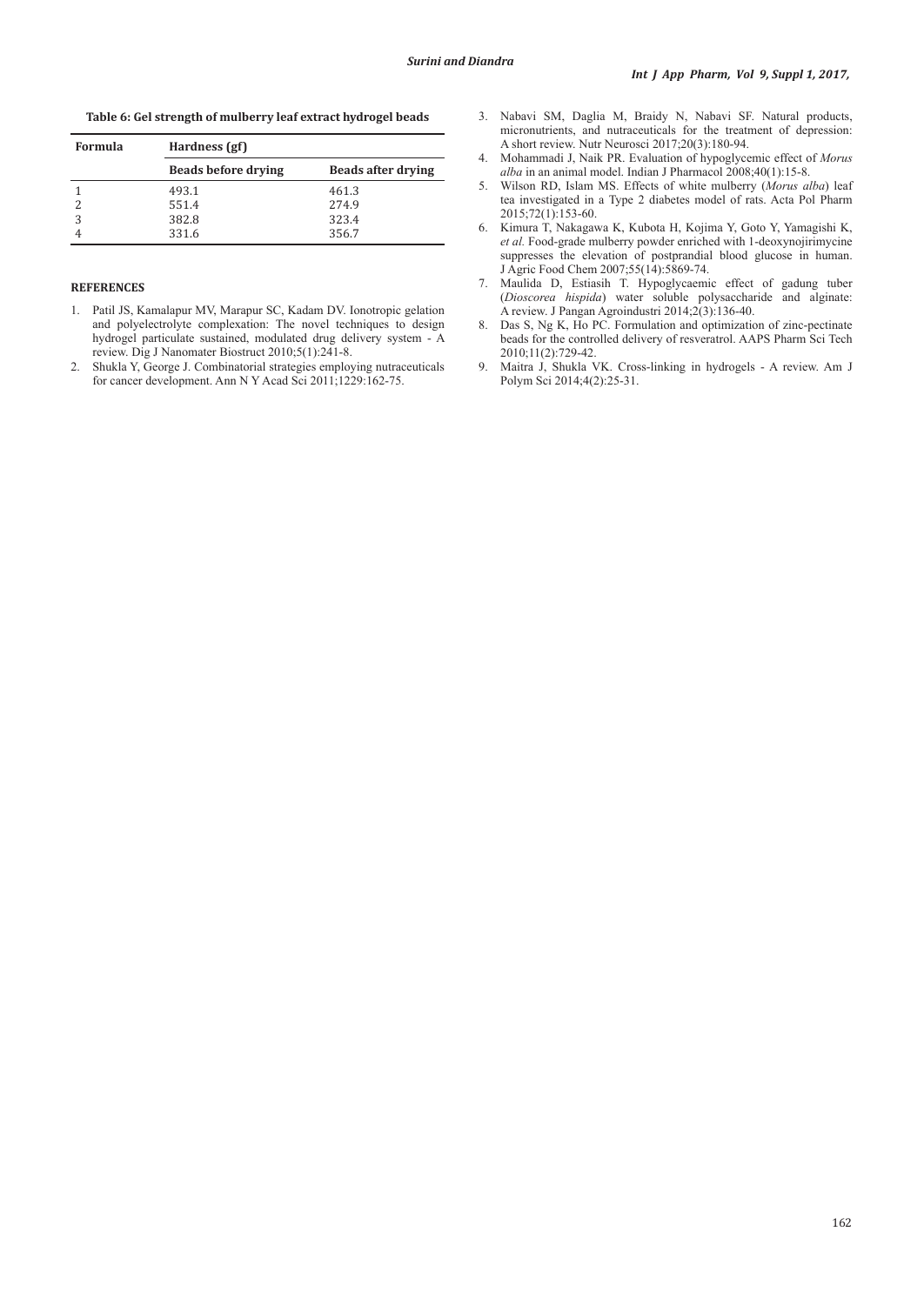**Table 6: Gel strength of mulberry leaf extract hydrogel beads**

| Formula | Hardness (gf) | |
|---|---|---|
| | **Beads before drying** | **Beads after drying** |
| 1 | 493.1 | 461.3 |
| 2 | 551.4 | 274.9 |
| 3 | 382.8 | 323.4 |
| 4 | 331.6 | 356.7 |

## REFERENCES

1. Patil JS, Kamalapur MV, Marapur SC, Kadam DV. Ionotropic gelation and polyelectrolyte complexation: The novel techniques to design hydrogel particulate sustained, modulated drug delivery system - A review. Dig J Nanomater Biostruct 2010;5(1):241-8.
2. Shukla Y, George J. Combinatorial strategies employing nutraceuticals for cancer development. Ann N Y Acad Sci 2011;1229:162-75.
3. Nabavi SM, Daglia M, Braidy N, Nabavi SF. Natural products, micronutrients, and nutraceuticals for the treatment of depression: A short review. Nutr Neurosci 2017;20(3):180-94.
4. Mohammadi J, Naik PR. Evaluation of hypoglycemic effect of *Morus alba* in an animal model. Indian J Pharmacol 2008;40(1):15-8.
5. Wilson RD, Islam MS. Effects of white mulberry (*Morus alba*) leaf tea investigated in a Type 2 diabetes model of rats. Acta Pol Pharm 2015;72(1):153-60.
6. Kimura T, Nakagawa K, Kubota H, Kojima Y, Goto Y, Yamagishi K, *et al.* Food-grade mulberry powder enriched with 1-deoxynojirimycine suppresses the elevation of postprandial blood glucose in human. J Agric Food Chem 2007;55(14):5869-74.
7. Maulida D, Estiasih T. Hypoglycaemic effect of gadung tuber (*Dioscorea hispida*) water soluble polysaccharide and alginate: A review. J Pangan Agroindustri 2014;2(3):136-40.
8. Das S, Ng K, Ho PC. Formulation and optimization of zinc-pectinate beads for the controlled delivery of resveratrol. AAPS Pharm Sci Tech 2010;11(2):729-42.
9. Maitra J, Shukla VK. Cross-linking in hydrogels - A review. Am J Polym Sci 2014;4(2):25-31.